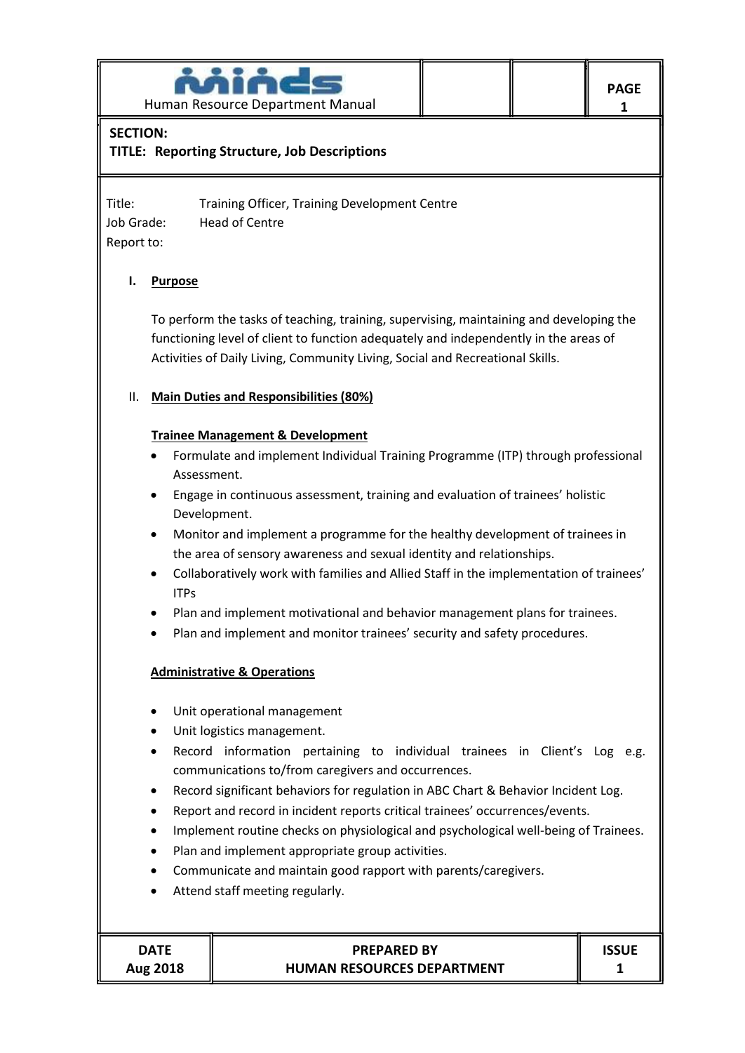Human Resource Department Manual

**SECTION:**
**TITLE: Reporting Structure, Job Descriptions**

Title: Training Officer, Training Development Centre
Job Grade: Head of Centre
Report to:

## I. Purpose

To perform the tasks of teaching, training, supervising, maintaining and developing the functioning level of client to function adequately and independently in the areas of Activities of Daily Living, Community Living, Social and Recreational Skills.

## II. Main Duties and Responsibilities (80%)

### Trainee Management & Development

- Formulate and implement Individual Training Programme (ITP) through professional Assessment.
- Engage in continuous assessment, training and evaluation of trainees' holistic Development.
- Monitor and implement a programme for the healthy development of trainees in the area of sensory awareness and sexual identity and relationships.
- Collaboratively work with families and Allied Staff in the implementation of trainees' ITPs
- Plan and implement motivational and behavior management plans for trainees.
- Plan and implement and monitor trainees' security and safety procedures.

### Administrative & Operations

- Unit operational management
- Unit logistics management.
- Record information pertaining to individual trainees in Client's Log e.g. communications to/from caregivers and occurrences.
- Record significant behaviors for regulation in ABC Chart & Behavior Incident Log.
- Report and record in incident reports critical trainees' occurrences/events.
- Implement routine checks on physiological and psychological well-being of Trainees.
- Plan and implement appropriate group activities.
- Communicate and maintain good rapport with parents/caregivers.
- Attend staff meeting regularly.

| DATE | PREPARED BY | ISSUE |
|---|---|---|
| Aug 2018 | HUMAN RESOURCES DEPARTMENT | 1 |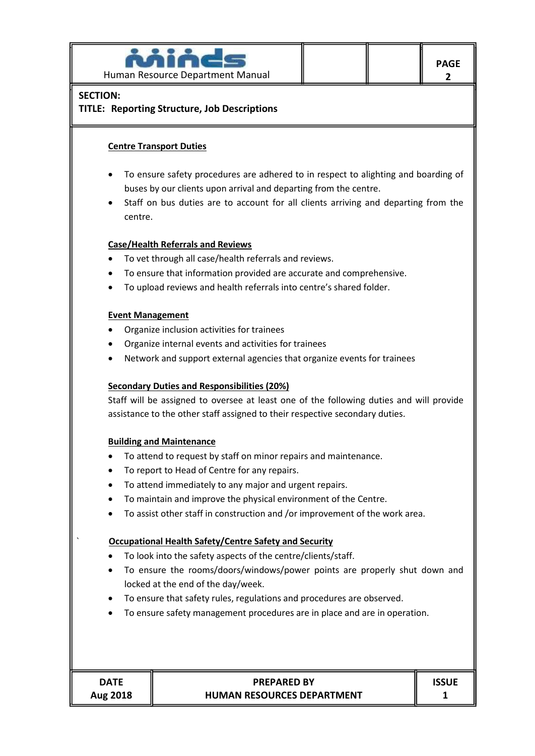**SECTION:**

**TITLE: Reporting Structure, Job Descriptions**

**Centre Transport Duties**

- To ensure safety procedures are adhered to in respect to alighting and boarding of buses by our clients upon arrival and departing from the centre.
- Staff on bus duties are to account for all clients arriving and departing from the centre.

**Case/Health Referrals and Reviews**

- To vet through all case/health referrals and reviews.
- To ensure that information provided are accurate and comprehensive.
- To upload reviews and health referrals into centre's shared folder.

**Event Management**

- Organize inclusion activities for trainees
- Organize internal events and activities for trainees
- Network and support external agencies that organize events for trainees

**Secondary Duties and Responsibilities (20%)**

Staff will be assigned to oversee at least one of the following duties and will provide assistance to the other staff assigned to their respective secondary duties.

**Building and Maintenance**

- To attend to request by staff on minor repairs and maintenance.
- To report to Head of Centre for any repairs.
- To attend immediately to any major and urgent repairs.
- To maintain and improve the physical environment of the Centre.
- To assist other staff in construction and /or improvement of the work area.

**Occupational Health Safety/Centre Safety and Security**

- To look into the safety aspects of the centre/clients/staff.
- To ensure the rooms/doors/windows/power points are properly shut down and locked at the end of the day/week.
- To ensure that safety rules, regulations and procedures are observed.
- To ensure safety management procedures are in place and are in operation.

| DATE | PREPARED BY | ISSUE |
|---|---|---|
| Aug 2018 | HUMAN RESOURCES DEPARTMENT | 1 |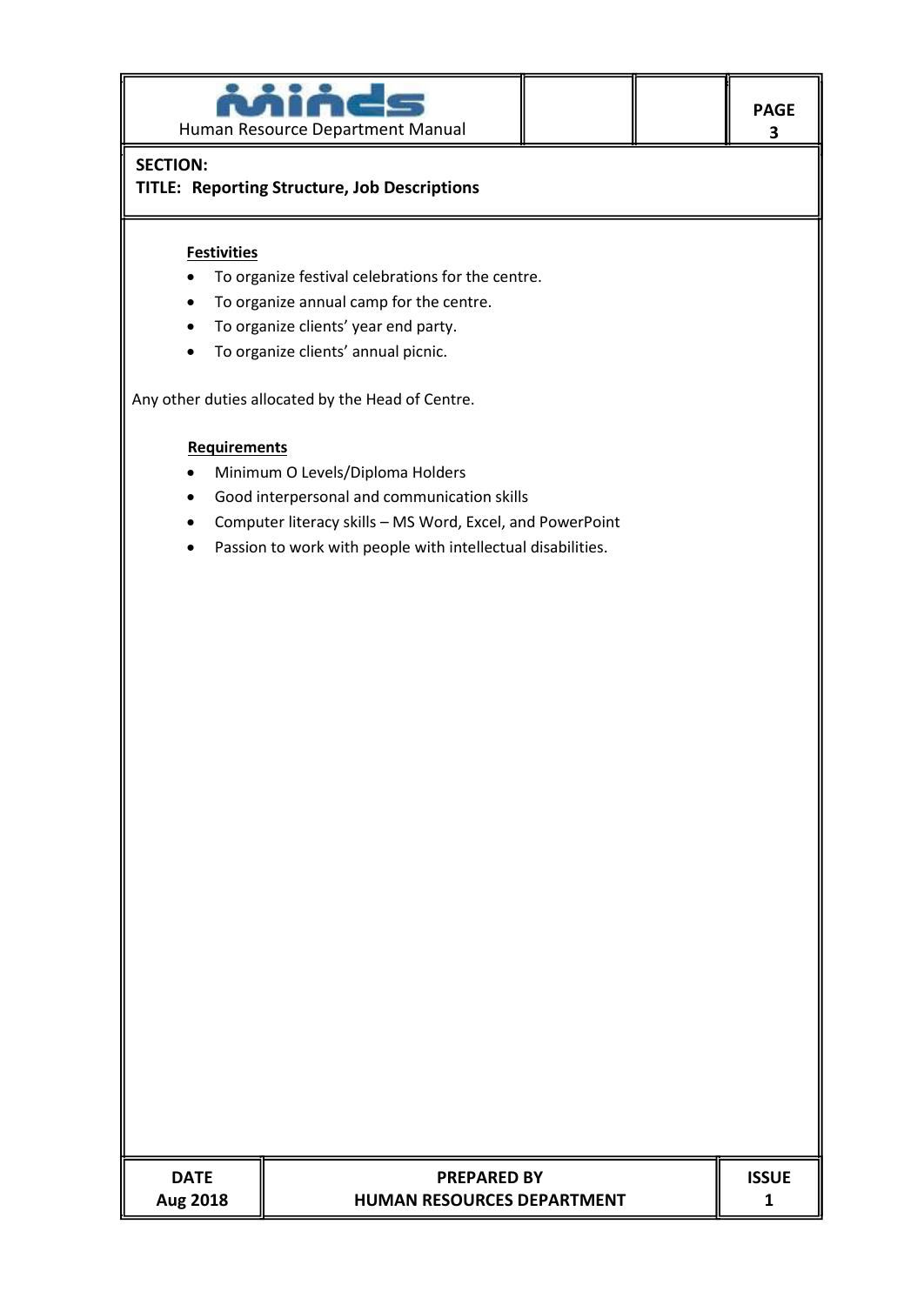**SECTION:**
**TITLE: Reporting Structure, Job Descriptions**

**Festivities**

- To organize festival celebrations for the centre.
- To organize annual camp for the centre.
- To organize clients' year end party.
- To organize clients' annual picnic.

Any other duties allocated by the Head of Centre.

**Requirements**

- Minimum O Levels/Diploma Holders
- Good interpersonal and communication skills
- Computer literacy skills – MS Word, Excel, and PowerPoint
- Passion to work with people with intellectual disabilities.